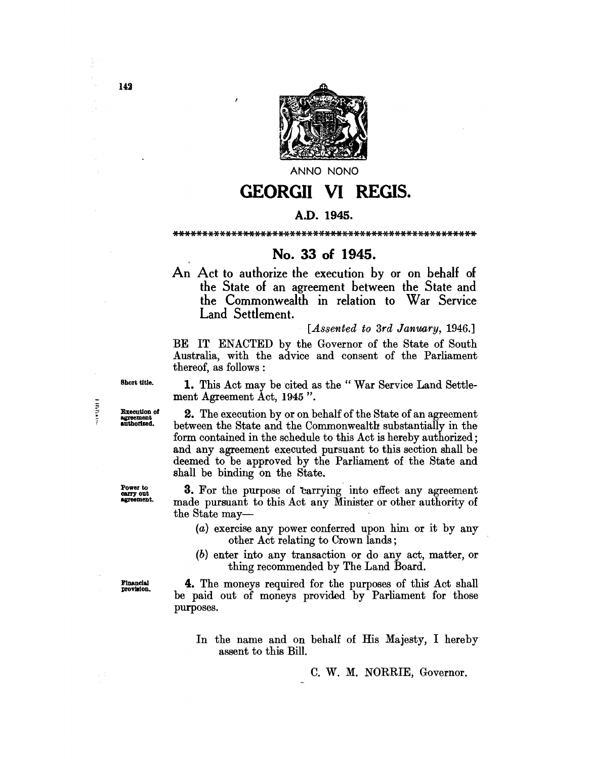ANNO NONO

# GEORGII VI REGIS.

**A.D. 1945.**

\*\*\*\*\*\*\*\*\*\*\*\*\*\*\*\*\*\*\*\*\*\*\*\*\*\*\*\*\*\*\*\*\*\*\*\*\*\*\*\*\*\*\*\*\*\*\*\*\*\*\*\*\*

## No. 33 of 1945.

An Act to authorize the execution by or on behalf of the State of an agreement between the State and the Commonwealth in relation to War Service Land Settlement.

[*Assented to 3rd January,* 1946.]

BE IT ENACTED by the Governor of the State of South Australia, with the advice and consent of the Parliament thereof, as follows :

*Short title.*

**1.** This Act may be cited as the " War Service Land Settlement Agreement Act, 1945 ".

*Execution of agreement authorized.*

**2.** The execution by or on behalf of the State of an agreement between the State and the Commonwealth substantially in the form contained in the schedule to this Act is hereby authorized; and any agreement executed pursuant to this section shall be deemed to be approved by the Parliament of the State and shall be binding on the State.

*Power to carry out agreement.*

**3.** For the purpose of carrying into effect any agreement made pursuant to this Act any Minister or other authority of the State may—

(*a*) exercise any power conferred upon him or it by any other Act relating to Crown lands;

(*b*) enter into any transaction or do any act, matter, or thing recommended by The Land Board.

*Financial provision.*

**4.** The moneys required for the purposes of this Act shall be paid out of moneys provided by Parliament for those purposes.

In the name and on behalf of His Majesty, I hereby assent to this Bill.

C. W. M. NORRIE, Governor.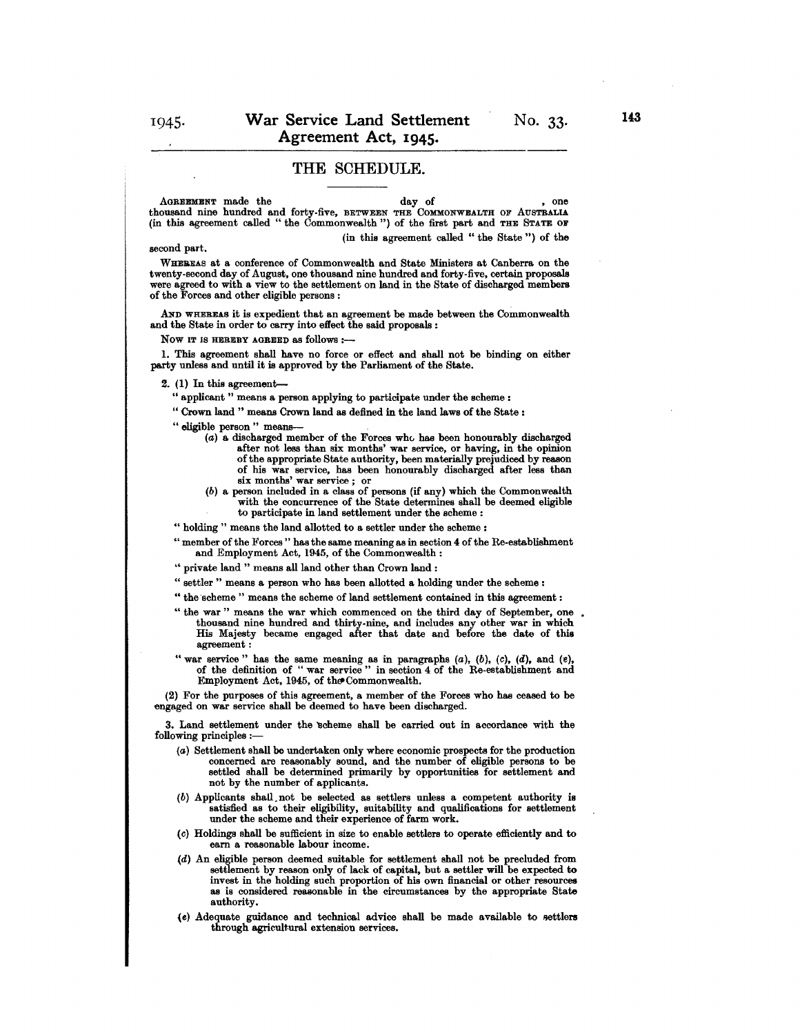## THE SCHEDULE.

AGREEMENT made the                    day of                    , one thousand nine hundred and forty-five, BETWEEN THE COMMONWEALTH OF AUSTRALIA (in this agreement called "the Commonwealth") of the first part and THE STATE OF                    (in this agreement called "the State") of the second part.

WHEREAS at a conference of Commonwealth and State Ministers at Canberra on the twenty-second day of August, one thousand nine hundred and forty-five, certain proposals were agreed to with a view to the settlement on land in the State of discharged members of the Forces and other eligible persons:

AND WHEREAS it is expedient that an agreement be made between the Commonwealth and the State in order to carry into effect the said proposals:

NOW IT IS HEREBY AGREED as follows:—

1. This agreement shall have no force or effect and shall not be binding on either party unless and until it is approved by the Parliament of the State.

2. (1) In this agreement—

"applicant" means a person applying to participate under the scheme:

"Crown land" means Crown land as defined in the land laws of the State:

"eligible person" means—

(a) a discharged member of the Forces who has been honourably discharged after not less than six months' war service, or having, in the opinion of the appropriate State authority, been materially prejudiced by reason of his war service, has been honourably discharged after less than six months' war service; or

(b) a person included in a class of persons (if any) which the Commonwealth with the concurrence of the State determines shall be deemed eligible to participate in land settlement under the scheme:

"holding" means the land allotted to a settler under the scheme:

"member of the Forces" has the same meaning as in section 4 of the Re-establishment and Employment Act, 1945, of the Commonwealth:

"private land" means all land other than Crown land:

"settler" means a person who has been allotted a holding under the scheme:

"the scheme" means the scheme of land settlement contained in this agreement:

"the war" means the war which commenced on the third day of September, one thousand nine hundred and thirty-nine, and includes any other war in which His Majesty became engaged after that date and before the date of this agreement:

"war service" has the same meaning as in paragraphs (a), (b), (c), (d), and (e), of the definition of "war service" in section 4 of the Re-establishment and Employment Act, 1945, of the Commonwealth.

(2) For the purposes of this agreement, a member of the Forces who has ceased to be engaged on war service shall be deemed to have been discharged.

3. Land settlement under the scheme shall be carried out in accordance with the following principles:—

(a) Settlement shall be undertaken only where economic prospects for the production concerned are reasonably sound, and the number of eligible persons to be settled shall be determined primarily by opportunities for settlement and not by the number of applicants.

(b) Applicants shall not be selected as settlers unless a competent authority is satisfied as to their eligibility, suitability and qualifications for settlement under the scheme and their experience of farm work.

(c) Holdings shall be sufficient in size to enable settlers to operate efficiently and to earn a reasonable labour income.

(d) An eligible person deemed suitable for settlement shall not be precluded from settlement by reason only of lack of capital, but a settler will be expected to invest in the holding such proportion of his own financial or other resources as is considered reasonable in the circumstances by the appropriate State authority.

(e) Adequate guidance and technical advice shall be made available to settlers through agricultural extension services.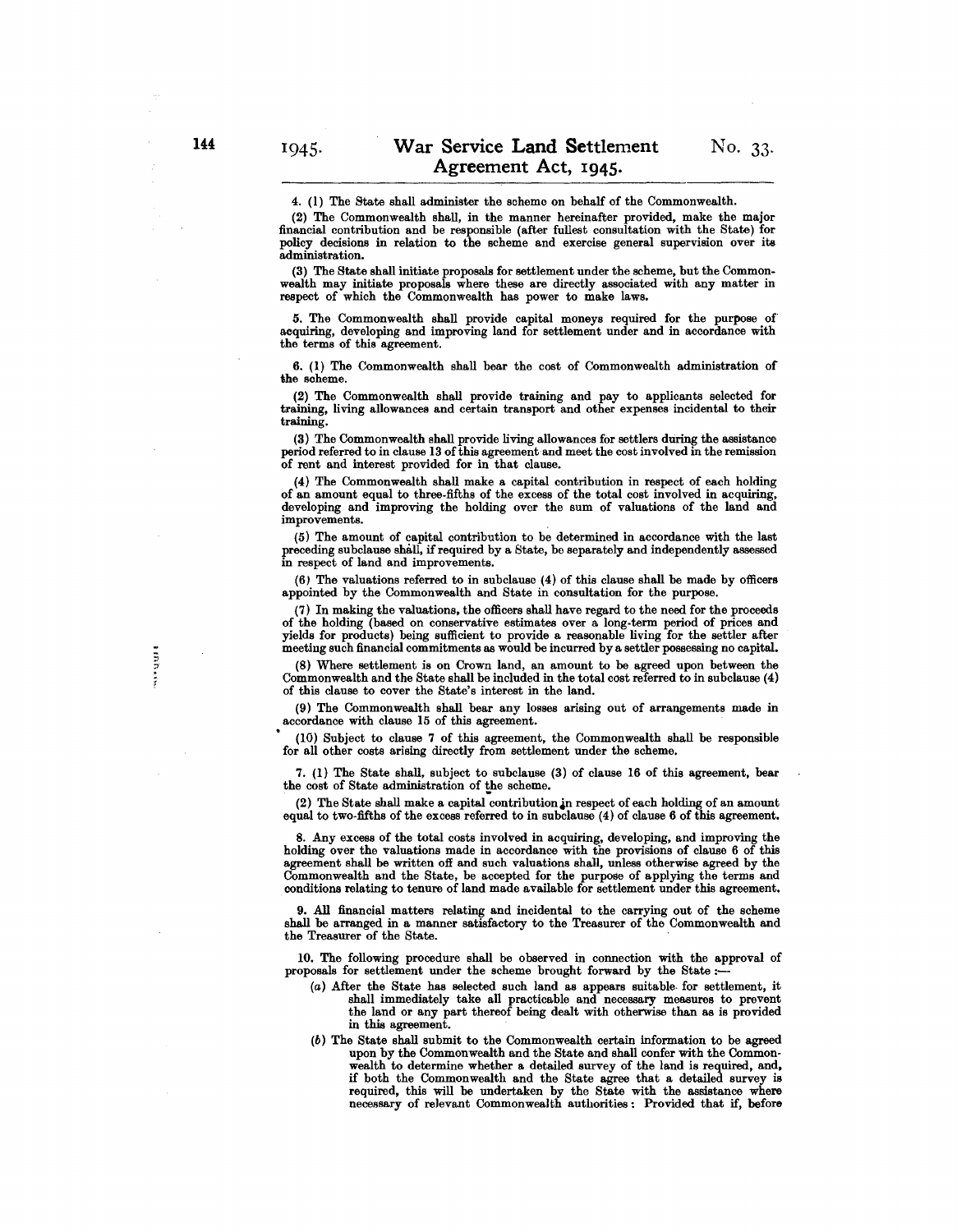4. (1) The State shall administer the scheme on behalf of the Commonwealth.

(2) The Commonwealth shall, in the manner hereinafter provided, make the major financial contribution and be responsible (after fullest consultation with the State) for policy decisions in relation to the scheme and exercise general supervision over its administration.

(3) The State shall initiate proposals for settlement under the scheme, but the Commonwealth may initiate proposals where these are directly associated with any matter in respect of which the Commonwealth has power to make laws.

5. The Commonwealth shall provide capital moneys required for the purpose of acquiring, developing and improving land for settlement under and in accordance with the terms of this agreement.

6. (1) The Commonwealth shall bear the cost of Commonwealth administration of the scheme.

(2) The Commonwealth shall provide training and pay to applicants selected for training, living allowances and certain transport and other expenses incidental to their training.

(3) The Commonwealth shall provide living allowances for settlers during the assistance period referred to in clause 13 of this agreement and meet the cost involved in the remission of rent and interest provided for in that clause.

(4) The Commonwealth shall make a capital contribution in respect of each holding of an amount equal to three-fifths of the excess of the total cost involved in acquiring, developing and improving the holding over the sum of valuations of the land and improvements.

(5) The amount of capital contribution to be determined in accordance with the last preceding subclause shall, if required by a State, be separately and independently assessed in respect of land and improvements.

(6) The valuations referred to in subclause (4) of this clause shall be made by officers appointed by the Commonwealth and State in consultation for the purpose.

(7) In making the valuations, the officers shall have regard to the need for the proceeds of the holding (based on conservative estimates over a long-term period of prices and yields for products) being sufficient to provide a reasonable living for the settler after meeting such financial commitments as would be incurred by a settler possessing no capital.

(8) Where settlement is on Crown land, an amount to be agreed upon between the Commonwealth and the State shall be included in the total cost referred to in subclause (4) of this clause to cover the State's interest in the land.

(9) The Commonwealth shall bear any losses arising out of arrangements made in accordance with clause 15 of this agreement.

(10) Subject to clause 7 of this agreement, the Commonwealth shall be responsible for all other costs arising directly from settlement under the scheme.

7. (1) The State shall, subject to subclause (3) of clause 16 of this agreement, bear the cost of State administration of the scheme.

(2) The State shall make a capital contribution in respect of each holding of an amount equal to two-fifths of the excess referred to in subclause (4) of clause 6 of this agreement.

8. Any excess of the total costs involved in acquiring, developing, and improving the holding over the valuations made in accordance with the provisions of clause 6 of this agreement shall be written off and such valuations shall, unless otherwise agreed by the Commonwealth and the State, be accepted for the purpose of applying the terms and conditions relating to tenure of land made available for settlement under this agreement.

9. All financial matters relating and incidental to the carrying out of the scheme shall be arranged in a manner satisfactory to the Treasurer of the Commonwealth and the Treasurer of the State.

10. The following procedure shall be observed in connection with the approval of proposals for settlement under the scheme brought forward by the State :—

(a) After the State has selected such land as appears suitable for settlement, it shall immediately take all practicable and necessary measures to prevent the land or any part thereof being dealt with otherwise than as is provided in this agreement.

(b) The State shall submit to the Commonwealth certain information to be agreed upon by the Commonwealth and the State and shall confer with the Commonwealth to determine whether a detailed survey of the land is required, and, if both the Commonwealth and the State agree that a detailed survey is required, this will be undertaken by the State with the assistance where necessary of relevant Commonwealth authorities : Provided that if, before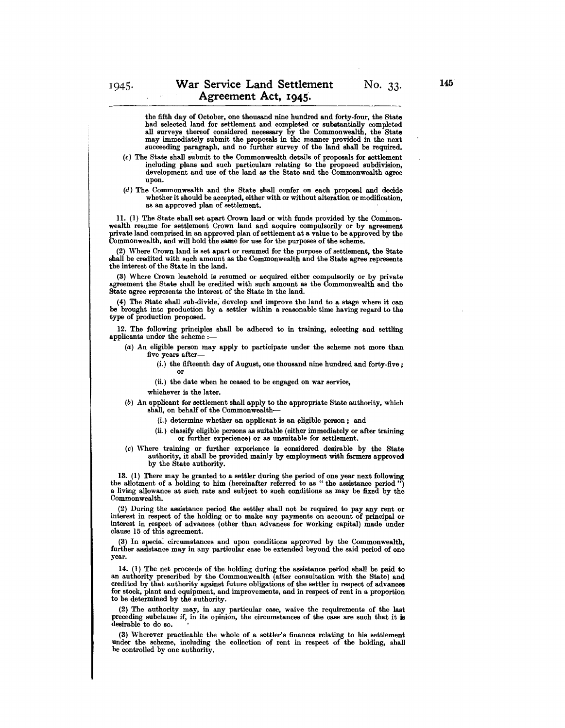the fifth day of October, one thousand nine hundred and forty-four, the State had selected land for settlement and completed or substantially completed all surveys thereof considered necessary by the Commonwealth, the State may immediately submit the proposals in the manner provided in the next succeeding paragraph, and no further survey of the land shall be required.

(c) The State shall submit to the Commonwealth details of proposals for settlement including plans and such particulars relating to the proposed subdivision, development and use of the land as the State and the Commonwealth agree upon.

(d) The Commonwealth and the State shall confer on each proposal and decide whether it should be accepted, either with or without alteration or modification, as an approved plan of settlement.

11. (1) The State shall set apart Crown land or with funds provided by the Commonwealth resume for settlement Crown land and acquire compulsorily or by agreement private land comprised in an approved plan of settlement at a value to be approved by the Commonwealth, and will hold the same for use for the purposes of the scheme.

(2) Where Crown land is set apart or resumed for the purpose of settlement, the State shall be credited with such amount as the Commonwealth and the State agree represents the interest of the State in the land.

(3) Where Crown leasehold is resumed or acquired either compulsorily or by private agreement the State shall be credited with such amount as the Commonwealth and the State agree represents the interest of the State in the land.

(4) The State shall sub-divide, develop and improve the land to a stage where it can be brought into production by a settler within a reasonable time having regard to the type of production proposed.

12. The following principles shall be adhered to in training, selecting and settling applicants under the scheme :—

(a) An eligible person may apply to participate under the scheme not more than five years after—

 (i.) the fifteenth day of August, one thousand nine hundred and forty-five ; or

 (ii.) the date when he ceased to be engaged on war service,

 whichever is the later.

(b) An applicant for settlement shall apply to the appropriate State authority, which shall, on behalf of the Commonwealth—

 (i.) determine whether an applicant is an eligible person ; and

 (ii.) classify eligible persons as suitable (either immediately or after training or further experience) or as unsuitable for settlement.

(c) Where training or further experience is considered desirable by the State authority, it shall be provided mainly by employment with farmers approved by the State authority.

13. (1) There may be granted to a settler during the period of one year next following the allotment of a holding to him (hereinafter referred to as " the assistance period ") a living allowance at such rate and subject to such conditions as may be fixed by the Commonwealth.

(2) During the assistance period the settler shall not be required to pay any rent or interest in respect of the holding or to make any payments on account of principal or interest in respect of advances (other than advances for working capital) made under clause 15 of this agreement.

(3) In special circumstances and upon conditions approved by the Commonwealth, further assistance may in any particular case be extended beyond the said period of one year.

14. (1) The net proceeds of the holding during the assistance period shall be paid to an authority prescribed by the Commonwealth (after consultation with the State) and credited by that authority against future obligations of the settler in respect of advances for stock, plant and equipment, and improvements, and in respect of rent in a proportion to be determined by the authority.

(2) The authority may, in any particular case, waive the requirements of the last preceding subclause if, in its opinion, the circumstances of the case are such that it is desirable to do so.

(3) Wherever practicable the whole of a settler's finances relating to his settlement under the scheme, including the collection of rent in respect of the holding, shall be controlled by one authority.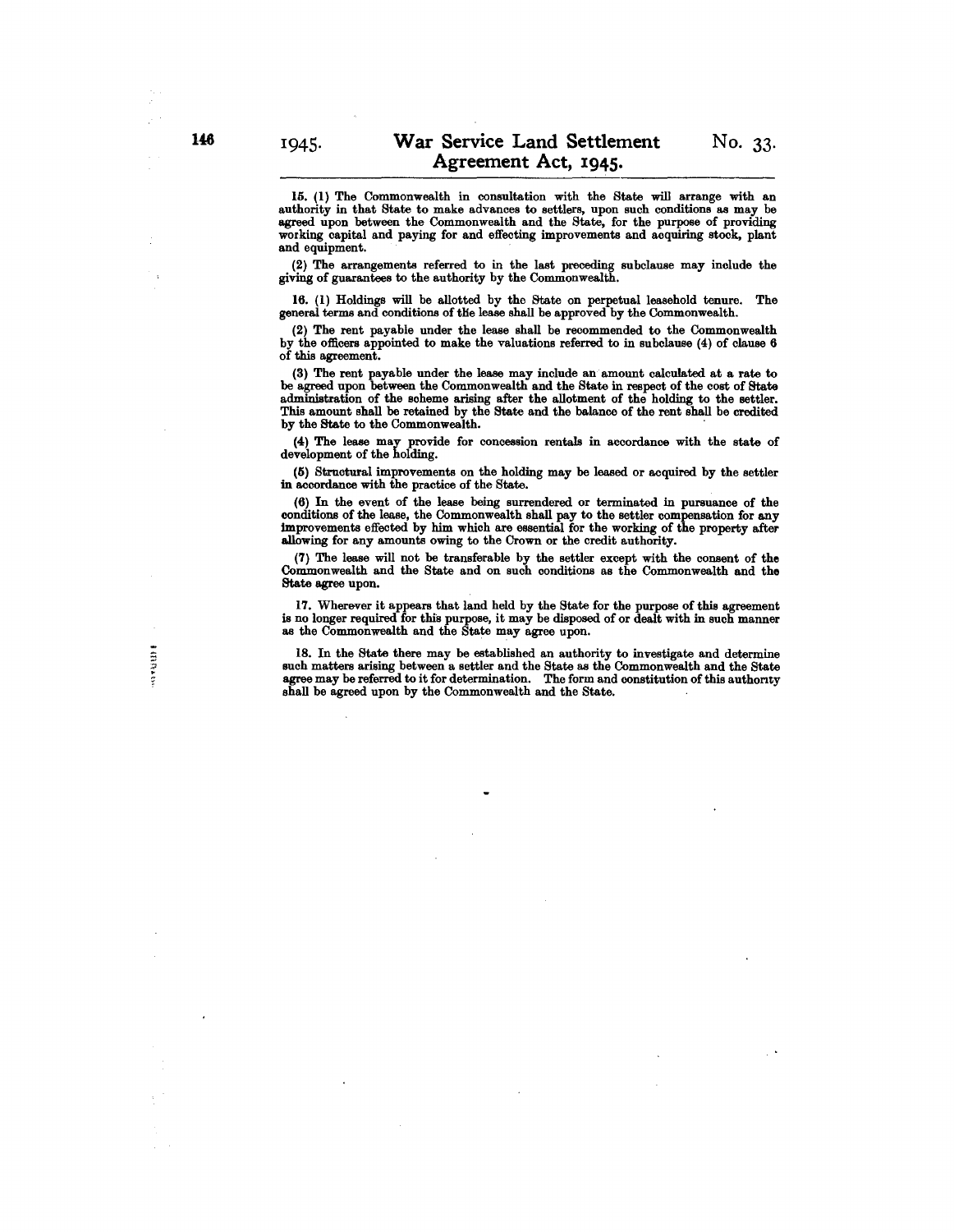15. (1) The Commonwealth in consultation with the State will arrange with an authority in that State to make advances to settlers, upon such conditions as may be agreed upon between the Commonwealth and the State, for the purpose of providing working capital and paying for and effecting improvements and acquiring stock, plant and equipment.

(2) The arrangements referred to in the last preceding subclause may include the giving of guarantees to the authority by the Commonwealth.

16. (1) Holdings will be allotted by the State on perpetual leasehold tenure. The general terms and conditions of the lease shall be approved by the Commonwealth.

(2) The rent payable under the lease shall be recommended to the Commonwealth by the officers appointed to make the valuations referred to in subclause (4) of clause 6 of this agreement.

(3) The rent payable under the lease may include an amount calculated at a rate to be agreed upon between the Commonwealth and the State in respect of the cost of State administration of the scheme arising after the allotment of the holding to the settler. This amount shall be retained by the State and the balance of the rent shall be credited by the State to the Commonwealth.

(4) The lease may provide for concession rentals in accordance with the state of development of the holding.

(5) Structural improvements on the holding may be leased or acquired by the settler in accordance with the practice of the State.

(6) In the event of the lease being surrendered or terminated in pursuance of the conditions of the lease, the Commonwealth shall pay to the settler compensation for any improvements effected by him which are essential for the working of the property after allowing for any amounts owing to the Crown or the credit authority.

(7) The lease will not be transferable by the settler except with the consent of the Commonwealth and the State and on such conditions as the Commonwealth and the State agree upon.

17. Wherever it appears that land held by the State for the purpose of this agreement is no longer required for this purpose, it may be disposed of or dealt with in such manner as the Commonwealth and the State may agree upon.

18. In the State there may be established an authority to investigate and determine such matters arising between a settler and the State as the Commonwealth and the State agree may be referred to it for determination. The form and constitution of this authority shall be agreed upon by the Commonwealth and the State.